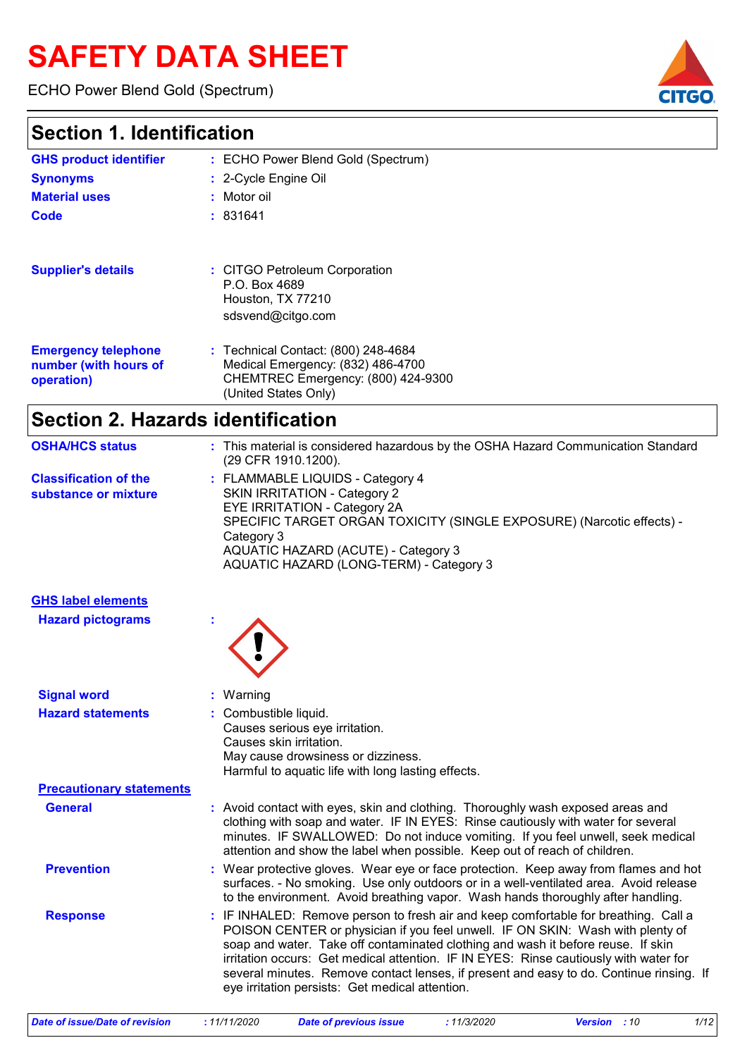# SAFETY DATA SHEET

ECHO Power Blend Gold (Spectrum)

## Section 1. Identification

**GHS product identifier** : ECHO Power Blend Gold (Spectrum)

**Synonyms** : 2-Cycle Engine Oil

**Material uses** : Motor oil

**Code** : 831641

**Supplier's details** : CITGO Petroleum Corporation
P.O. Box 4689
Houston, TX 77210
sdsvend@citgo.com

**Emergency telephone number (with hours of operation)** : Technical Contact: (800) 248-4684
Medical Emergency: (832) 486-4700
CHEMTREC Emergency: (800) 424-9300
(United States Only)

## Section 2. Hazards identification

**OSHA/HCS status** : This material is considered hazardous by the OSHA Hazard Communication Standard (29 CFR 1910.1200).

**Classification of the substance or mixture** : FLAMMABLE LIQUIDS - Category 4
SKIN IRRITATION - Category 2
EYE IRRITATION - Category 2A
SPECIFIC TARGET ORGAN TOXICITY (SINGLE EXPOSURE) (Narcotic effects) - Category 3
AQUATIC HAZARD (ACUTE) - Category 3
AQUATIC HAZARD (LONG-TERM) - Category 3

**GHS label elements**

**Hazard pictograms** :

**Signal word** : Warning

**Hazard statements** : Combustible liquid.
Causes serious eye irritation.
Causes skin irritation.
May cause drowsiness or dizziness.
Harmful to aquatic life with long lasting effects.

**Precautionary statements**

**General** : Avoid contact with eyes, skin and clothing. Thoroughly wash exposed areas and clothing with soap and water. IF IN EYES: Rinse cautiously with water for several minutes. IF SWALLOWED: Do not induce vomiting. If you feel unwell, seek medical attention and show the label when possible. Keep out of reach of children.

**Prevention** : Wear protective gloves. Wear eye or face protection. Keep away from flames and hot surfaces. - No smoking. Use only outdoors or in a well-ventilated area. Avoid release to the environment. Avoid breathing vapor. Wash hands thoroughly after handling.

**Response** : IF INHALED: Remove person to fresh air and keep comfortable for breathing. Call a POISON CENTER or physician if you feel unwell. IF ON SKIN: Wash with plenty of soap and water. Take off contaminated clothing and wash it before reuse. If skin irritation occurs: Get medical attention. IF IN EYES: Rinse cautiously with water for several minutes. Remove contact lenses, if present and easy to do. Continue rinsing. If eye irritation persists: Get medical attention.

*Date of issue/Date of revision* : 11/11/2020 *Date of previous issue* : 11/3/2020 *Version* : 10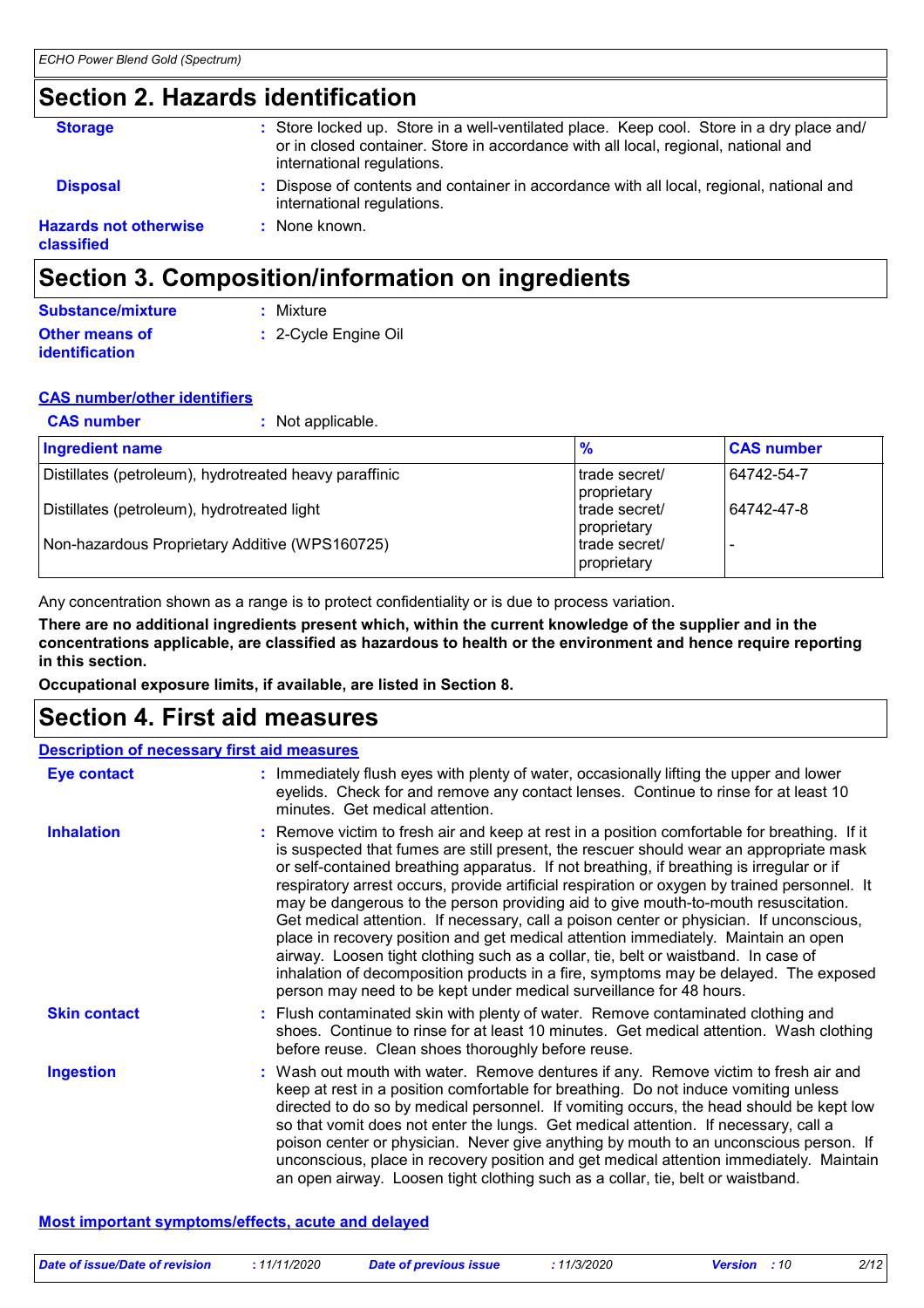## Section 2. Hazards identification

**Storage** : Store locked up. Store in a well-ventilated place. Keep cool. Store in a dry place and/ or in closed container. Store in accordance with all local, regional, national and international regulations.

**Disposal** : Dispose of contents and container in accordance with all local, regional, national and international regulations.

**Hazards not otherwise classified** : None known.

## Section 3. Composition/information on ingredients

**Substance/mixture** : Mixture

**Other means of identification** : 2-Cycle Engine Oil

**CAS number/other identifiers**

**CAS number** : Not applicable.

| Ingredient name | % | CAS number |
| --- | --- | --- |
| Distillates (petroleum), hydrotreated heavy paraffinic | trade secret/ proprietary | 64742-54-7 |
| Distillates (petroleum), hydrotreated light | trade secret/ proprietary | 64742-47-8 |
| Non-hazardous Proprietary Additive (WPS160725) | trade secret/ proprietary | - |

Any concentration shown as a range is to protect confidentiality or is due to process variation.

**There are no additional ingredients present which, within the current knowledge of the supplier and in the concentrations applicable, are classified as hazardous to health or the environment and hence require reporting in this section.**

**Occupational exposure limits, if available, are listed in Section 8.**

## Section 4. First aid measures

**Description of necessary first aid measures**

**Eye contact** : Immediately flush eyes with plenty of water, occasionally lifting the upper and lower eyelids. Check for and remove any contact lenses. Continue to rinse for at least 10 minutes. Get medical attention.

**Inhalation** : Remove victim to fresh air and keep at rest in a position comfortable for breathing. If it is suspected that fumes are still present, the rescuer should wear an appropriate mask or self-contained breathing apparatus. If not breathing, if breathing is irregular or if respiratory arrest occurs, provide artificial respiration or oxygen by trained personnel. It may be dangerous to the person providing aid to give mouth-to-mouth resuscitation. Get medical attention. If necessary, call a poison center or physician. If unconscious, place in recovery position and get medical attention immediately. Maintain an open airway. Loosen tight clothing such as a collar, tie, belt or waistband. In case of inhalation of decomposition products in a fire, symptoms may be delayed. The exposed person may need to be kept under medical surveillance for 48 hours.

**Skin contact** : Flush contaminated skin with plenty of water. Remove contaminated clothing and shoes. Continue to rinse for at least 10 minutes. Get medical attention. Wash clothing before reuse. Clean shoes thoroughly before reuse.

**Ingestion** : Wash out mouth with water. Remove dentures if any. Remove victim to fresh air and keep at rest in a position comfortable for breathing. Do not induce vomiting unless directed to do so by medical personnel. If vomiting occurs, the head should be kept low so that vomit does not enter the lungs. Get medical attention. If necessary, call a poison center or physician. Never give anything by mouth to an unconscious person. If unconscious, place in recovery position and get medical attention immediately. Maintain an open airway. Loosen tight clothing such as a collar, tie, belt or waistband.

**Most important symptoms/effects, acute and delayed**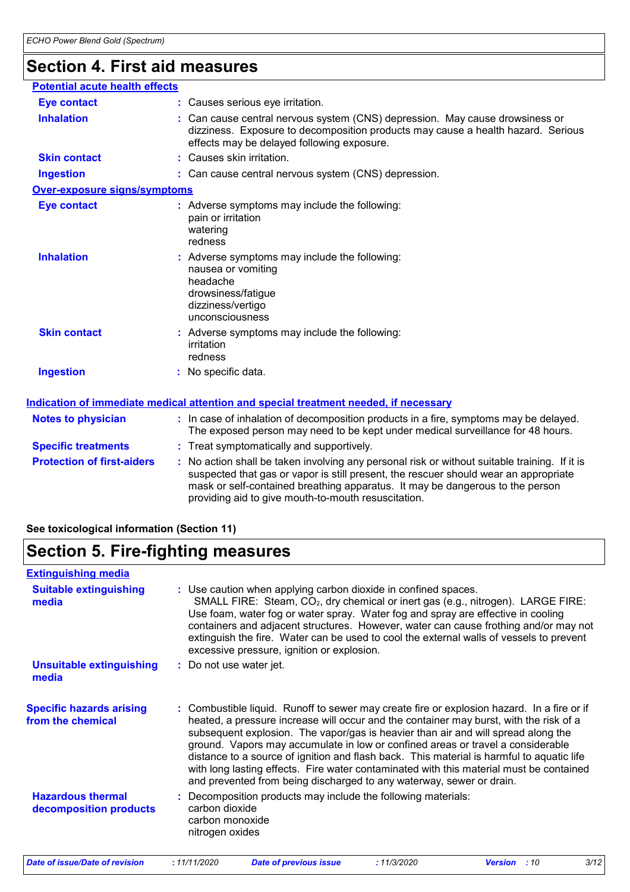## Section 4. First aid measures

### Potential acute health effects

**Eye contact** : Causes serious eye irritation.

**Inhalation** : Can cause central nervous system (CNS) depression. May cause drowsiness or dizziness. Exposure to decomposition products may cause a health hazard. Serious effects may be delayed following exposure.

**Skin contact** : Causes skin irritation.

**Ingestion** : Can cause central nervous system (CNS) depression.

### Over-exposure signs/symptoms

**Eye contact** : Adverse symptoms may include the following:
pain or irritation
watering
redness

**Inhalation** : Adverse symptoms may include the following:
nausea or vomiting
headache
drowsiness/fatigue
dizziness/vertigo
unconsciousness

**Skin contact** : Adverse symptoms may include the following:
irritation
redness

**Ingestion** : No specific data.

### Indication of immediate medical attention and special treatment needed, if necessary

**Notes to physician** : In case of inhalation of decomposition products in a fire, symptoms may be delayed. The exposed person may need to be kept under medical surveillance for 48 hours.

**Specific treatments** : Treat symptomatically and supportively.

**Protection of first-aiders** : No action shall be taken involving any personal risk or without suitable training. If it is suspected that gas or vapor is still present, the rescuer should wear an appropriate mask or self-contained breathing apparatus. It may be dangerous to the person providing aid to give mouth-to-mouth resuscitation.

**See toxicological information (Section 11)**

## Section 5. Fire-fighting measures

### Extinguishing media

**Suitable extinguishing media** : Use caution when applying carbon dioxide in confined spaces.
SMALL FIRE: Steam, $CO_2$, dry chemical or inert gas (e.g., nitrogen). LARGE FIRE: Use foam, water fog or water spray. Water fog and spray are effective in cooling containers and adjacent structures. However, water can cause frothing and/or may not extinguish the fire. Water can be used to cool the external walls of vessels to prevent excessive pressure, ignition or explosion.

**Unsuitable extinguishing media** : Do not use water jet.

**Specific hazards arising from the chemical** : Combustible liquid. Runoff to sewer may create fire or explosion hazard. In a fire or if heated, a pressure increase will occur and the container may burst, with the risk of a subsequent explosion. The vapor/gas is heavier than air and will spread along the ground. Vapors may accumulate in low or confined areas or travel a considerable distance to a source of ignition and flash back. This material is harmful to aquatic life with long lasting effects. Fire water contaminated with this material must be contained and prevented from being discharged to any waterway, sewer or drain.

**Hazardous thermal decomposition products** : Decomposition products may include the following materials:
carbon dioxide
carbon monoxide
nitrogen oxides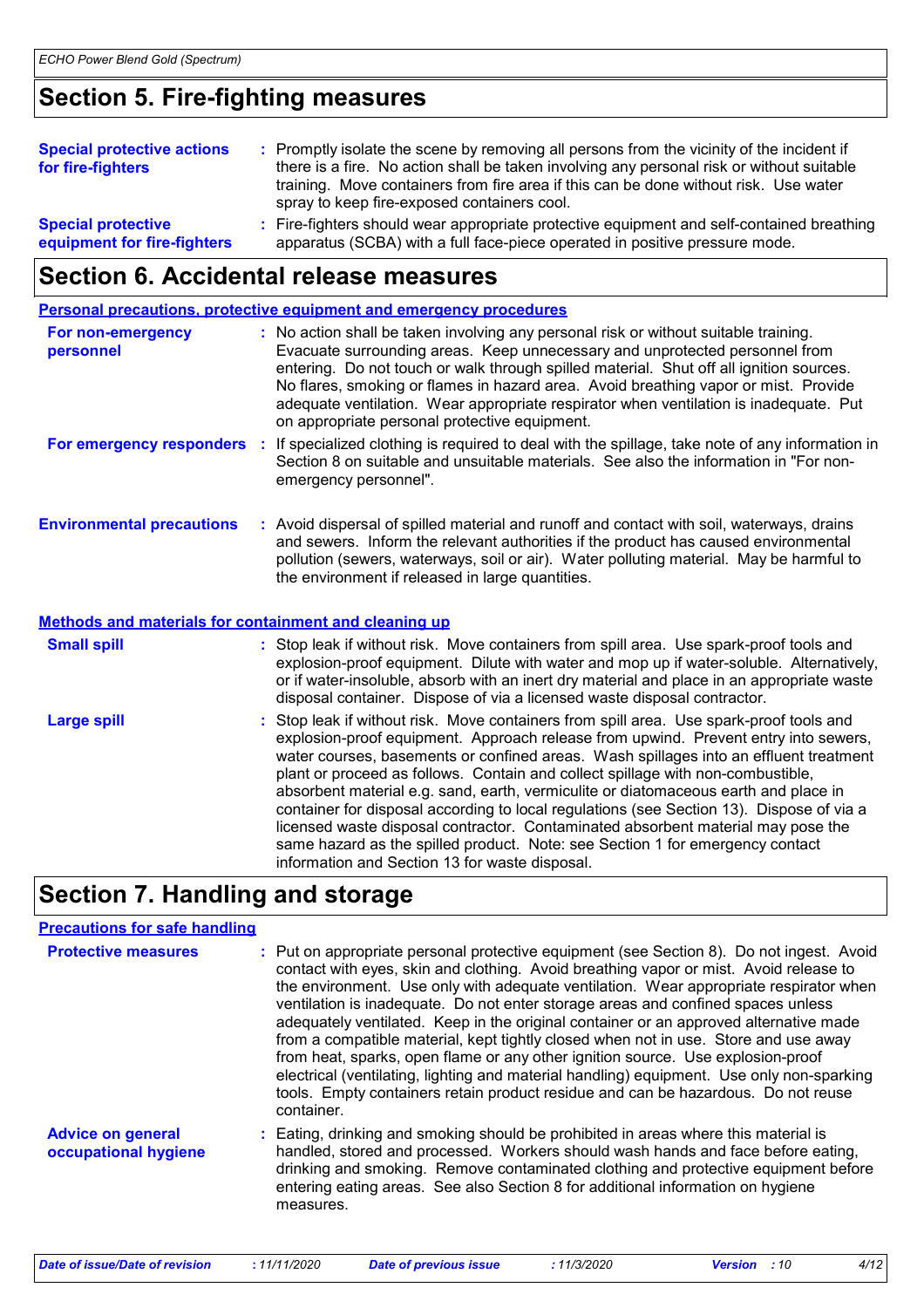## Section 5. Fire-fighting measures

**Special protective actions for fire-fighters** : Promptly isolate the scene by removing all persons from the vicinity of the incident if there is a fire. No action shall be taken involving any personal risk or without suitable training. Move containers from fire area if this can be done without risk. Use water spray to keep fire-exposed containers cool.

**Special protective equipment for fire-fighters** : Fire-fighters should wear appropriate protective equipment and self-contained breathing apparatus (SCBA) with a full face-piece operated in positive pressure mode.

## Section 6. Accidental release measures

### Personal precautions, protective equipment and emergency procedures

**For non-emergency personnel** : No action shall be taken involving any personal risk or without suitable training. Evacuate surrounding areas. Keep unnecessary and unprotected personnel from entering. Do not touch or walk through spilled material. Shut off all ignition sources. No flares, smoking or flames in hazard area. Avoid breathing vapor or mist. Provide adequate ventilation. Wear appropriate respirator when ventilation is inadequate. Put on appropriate personal protective equipment.

**For emergency responders** : If specialized clothing is required to deal with the spillage, take note of any information in Section 8 on suitable and unsuitable materials. See also the information in "For non-emergency personnel".

**Environmental precautions** : Avoid dispersal of spilled material and runoff and contact with soil, waterways, drains and sewers. Inform the relevant authorities if the product has caused environmental pollution (sewers, waterways, soil or air). Water polluting material. May be harmful to the environment if released in large quantities.

### Methods and materials for containment and cleaning up

**Small spill** : Stop leak if without risk. Move containers from spill area. Use spark-proof tools and explosion-proof equipment. Dilute with water and mop up if water-soluble. Alternatively, or if water-insoluble, absorb with an inert dry material and place in an appropriate waste disposal container. Dispose of via a licensed waste disposal contractor.

**Large spill** : Stop leak if without risk. Move containers from spill area. Use spark-proof tools and explosion-proof equipment. Approach release from upwind. Prevent entry into sewers, water courses, basements or confined areas. Wash spillages into an effluent treatment plant or proceed as follows. Contain and collect spillage with non-combustible, absorbent material e.g. sand, earth, vermiculite or diatomaceous earth and place in container for disposal according to local regulations (see Section 13). Dispose of via a licensed waste disposal contractor. Contaminated absorbent material may pose the same hazard as the spilled product. Note: see Section 1 for emergency contact information and Section 13 for waste disposal.

## Section 7. Handling and storage

### Precautions for safe handling

**Protective measures** : Put on appropriate personal protective equipment (see Section 8). Do not ingest. Avoid contact with eyes, skin and clothing. Avoid breathing vapor or mist. Avoid release to the environment. Use only with adequate ventilation. Wear appropriate respirator when ventilation is inadequate. Do not enter storage areas and confined spaces unless adequately ventilated. Keep in the original container or an approved alternative made from a compatible material, kept tightly closed when not in use. Store and use away from heat, sparks, open flame or any other ignition source. Use explosion-proof electrical (ventilating, lighting and material handling) equipment. Use only non-sparking tools. Empty containers retain product residue and can be hazardous. Do not reuse container.

**Advice on general occupational hygiene** : Eating, drinking and smoking should be prohibited in areas where this material is handled, stored and processed. Workers should wash hands and face before eating, drinking and smoking. Remove contaminated clothing and protective equipment before entering eating areas. See also Section 8 for additional information on hygiene measures.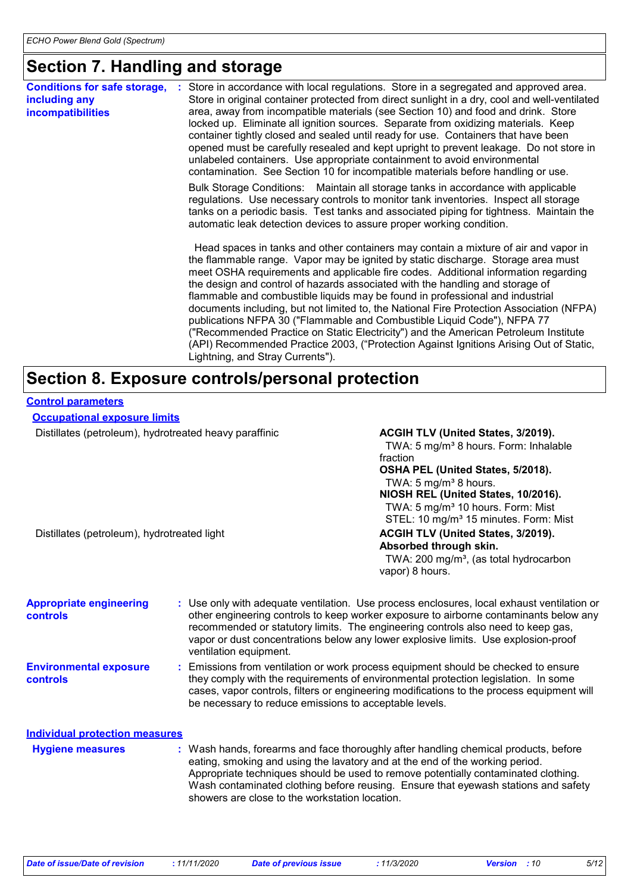## Section 7. Handling and storage

**Conditions for safe storage, including any incompatibilities** : Store in accordance with local regulations. Store in a segregated and approved area. Store in original container protected from direct sunlight in a dry, cool and well-ventilated area, away from incompatible materials (see Section 10) and food and drink. Store locked up. Eliminate all ignition sources. Separate from oxidizing materials. Keep container tightly closed and sealed until ready for use. Containers that have been opened must be carefully resealed and kept upright to prevent leakage. Do not store in unlabeled containers. Use appropriate containment to avoid environmental contamination. See Section 10 for incompatible materials before handling or use.

Bulk Storage Conditions: Maintain all storage tanks in accordance with applicable regulations. Use necessary controls to monitor tank inventories. Inspect all storage tanks on a periodic basis. Test tanks and associated piping for tightness. Maintain the automatic leak detection devices to assure proper working condition.

Head spaces in tanks and other containers may contain a mixture of air and vapor in the flammable range. Vapor may be ignited by static discharge. Storage area must meet OSHA requirements and applicable fire codes. Additional information regarding the design and control of hazards associated with the handling and storage of flammable and combustible liquids may be found in professional and industrial documents including, but not limited to, the National Fire Protection Association (NFPA) publications NFPA 30 ("Flammable and Combustible Liquid Code"), NFPA 77 ("Recommended Practice on Static Electricity") and the American Petroleum Institute (API) Recommended Practice 2003, ("Protection Against Ignitions Arising Out of Static, Lightning, and Stray Currents").

## Section 8. Exposure controls/personal protection

### Control parameters

#### Occupational exposure limits

| Ingredient name | Exposure limits |
|---|---|
| Distillates (petroleum), hydrotreated heavy paraffinic | **ACGIH TLV (United States, 3/2019).** TWA: 5 mg/m³ 8 hours. Form: Inhalable fraction<br>**OSHA PEL (United States, 5/2018).** TWA: 5 mg/m³ 8 hours.<br>**NIOSH REL (United States, 10/2016).** TWA: 5 mg/m³ 10 hours. Form: Mist STEL: 10 mg/m³ 15 minutes. Form: Mist |
| Distillates (petroleum), hydrotreated light | **ACGIH TLV (United States, 3/2019). Absorbed through skin.** TWA: 200 mg/m³, (as total hydrocarbon vapor) 8 hours. |

**Appropriate engineering controls** : Use only with adequate ventilation. Use process enclosures, local exhaust ventilation or other engineering controls to keep worker exposure to airborne contaminants below any recommended or statutory limits. The engineering controls also need to keep gas, vapor or dust concentrations below any lower explosive limits. Use explosion-proof ventilation equipment.

**Environmental exposure controls** : Emissions from ventilation or work process equipment should be checked to ensure they comply with the requirements of environmental protection legislation. In some cases, vapor controls, filters or engineering modifications to the process equipment will be necessary to reduce emissions to acceptable levels.

### Individual protection measures

**Hygiene measures** : Wash hands, forearms and face thoroughly after handling chemical products, before eating, smoking and using the lavatory and at the end of the working period. Appropriate techniques should be used to remove potentially contaminated clothing. Wash contaminated clothing before reusing. Ensure that eyewash stations and safety showers are close to the workstation location.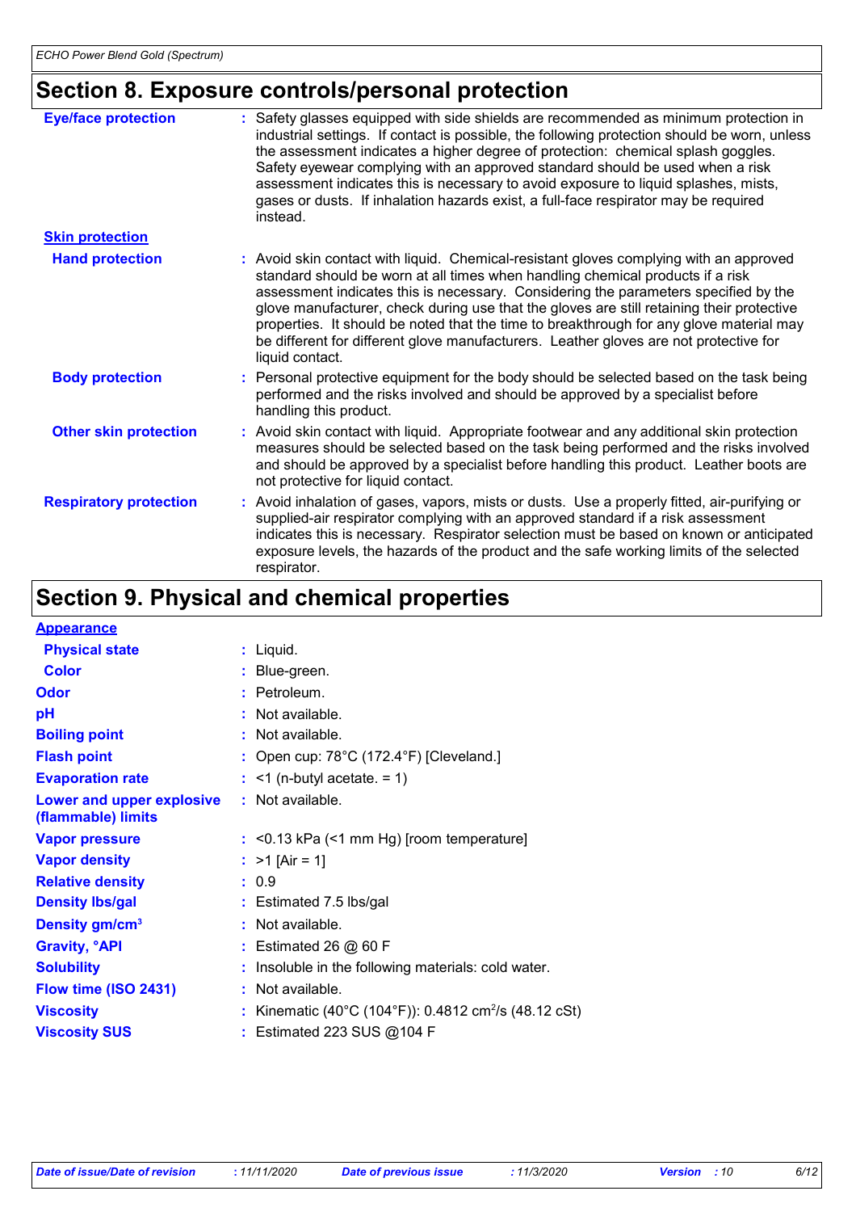## Section 8. Exposure controls/personal protection

**Eye/face protection** : Safety glasses equipped with side shields are recommended as minimum protection in industrial settings. If contact is possible, the following protection should be worn, unless the assessment indicates a higher degree of protection: chemical splash goggles. Safety eyewear complying with an approved standard should be used when a risk assessment indicates this is necessary to avoid exposure to liquid splashes, mists, gases or dusts. If inhalation hazards exist, a full-face respirator may be required instead.

**Skin protection**

**Hand protection** : Avoid skin contact with liquid. Chemical-resistant gloves complying with an approved standard should be worn at all times when handling chemical products if a risk assessment indicates this is necessary. Considering the parameters specified by the glove manufacturer, check during use that the gloves are still retaining their protective properties. It should be noted that the time to breakthrough for any glove material may be different for different glove manufacturers. Leather gloves are not protective for liquid contact.

**Body protection** : Personal protective equipment for the body should be selected based on the task being performed and the risks involved and should be approved by a specialist before handling this product.

**Other skin protection** : Avoid skin contact with liquid. Appropriate footwear and any additional skin protection measures should be selected based on the task being performed and the risks involved and should be approved by a specialist before handling this product. Leather boots are not protective for liquid contact.

**Respiratory protection** : Avoid inhalation of gases, vapors, mists or dusts. Use a properly fitted, air-purifying or supplied-air respirator complying with an approved standard if a risk assessment indicates this is necessary. Respirator selection must be based on known or anticipated exposure levels, the hazards of the product and the safe working limits of the selected respirator.

## Section 9. Physical and chemical properties

**Appearance**

**Physical state** : Liquid.

**Color** : Blue-green.

**Odor** : Petroleum.

**pH** : Not available.

**Boiling point** : Not available.

**Flash point** : Open cup: 78°C (172.4°F) [Cleveland.]

**Evaporation rate** : <1 (n-butyl acetate. = 1)

**Lower and upper explosive (flammable) limits** : Not available.

**Vapor pressure** : <0.13 kPa (<1 mm Hg) [room temperature]

**Vapor density** : >1 [Air = 1]

**Relative density** : 0.9

**Density lbs/gal** : Estimated 7.5 lbs/gal

**Density gm/cm$^3$** : Not available.

**Gravity, °API** : Estimated 26 @ 60 F

**Solubility** : Insoluble in the following materials: cold water.

**Flow time (ISO 2431)** : Not available.

**Viscosity** : Kinematic (40°C (104°F)): 0.4812 cm$^2$/s (48.12 cSt)

**Viscosity SUS** : Estimated 223 SUS @104 F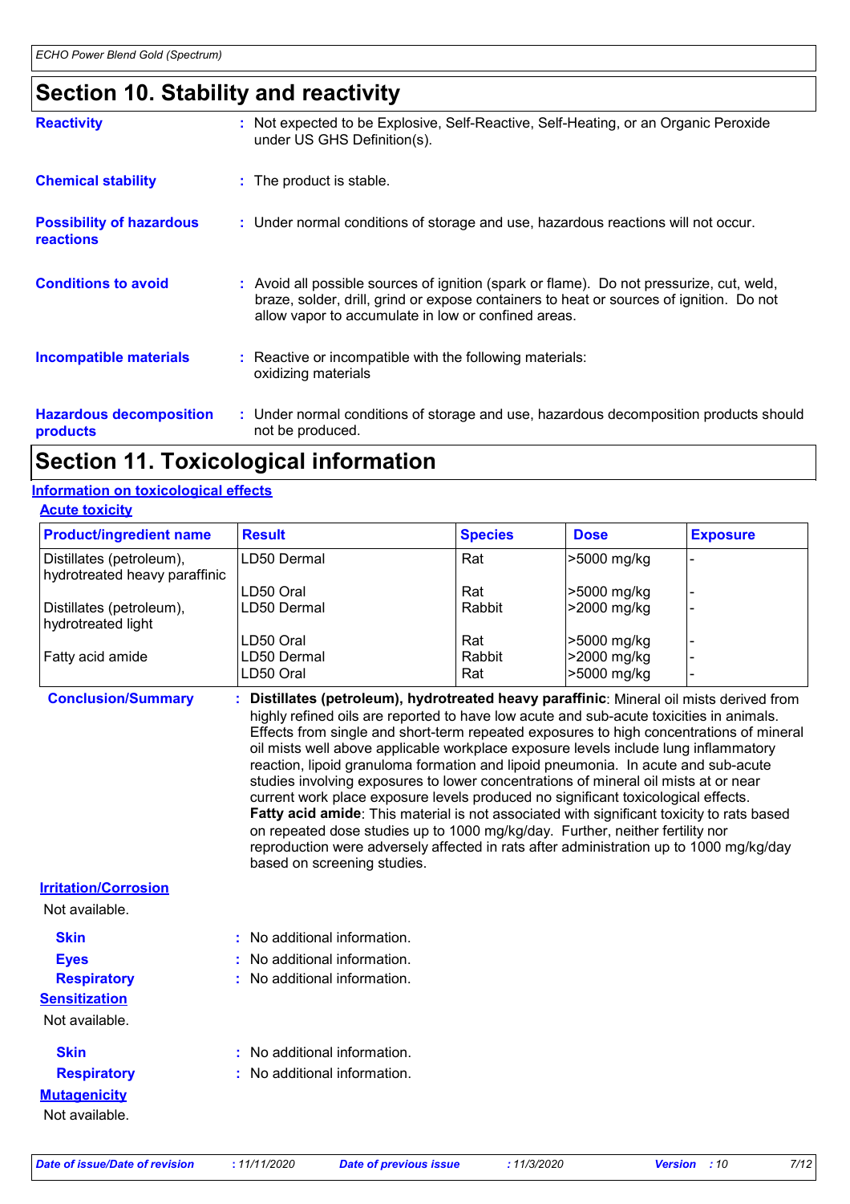## Section 10. Stability and reactivity

**Reactivity** : Not expected to be Explosive, Self-Reactive, Self-Heating, or an Organic Peroxide under US GHS Definition(s).

**Chemical stability** : The product is stable.

**Possibility of hazardous reactions** : Under normal conditions of storage and use, hazardous reactions will not occur.

**Conditions to avoid** : Avoid all possible sources of ignition (spark or flame). Do not pressurize, cut, weld, braze, solder, drill, grind or expose containers to heat or sources of ignition. Do not allow vapor to accumulate in low or confined areas.

**Incompatible materials** : Reactive or incompatible with the following materials: oxidizing materials

**Hazardous decomposition products** : Under normal conditions of storage and use, hazardous decomposition products should not be produced.

## Section 11. Toxicological information

### Information on toxicological effects

#### Acute toxicity

| Product/ingredient name | Result | Species | Dose | Exposure |
|---|---|---|---|---|
| Distillates (petroleum), hydrotreated heavy paraffinic | LD50 Dermal | Rat | >5000 mg/kg | - |
| | LD50 Oral | Rat | >5000 mg/kg | - |
| Distillates (petroleum), hydrotreated light | LD50 Dermal | Rabbit | >2000 mg/kg | - |
| | LD50 Oral | Rat | >5000 mg/kg | - |
| Fatty acid amide | LD50 Dermal | Rabbit | >2000 mg/kg | - |
| | LD50 Oral | Rat | >5000 mg/kg | - |

**Conclusion/Summary** : **Distillates (petroleum), hydrotreated heavy paraffinic**: Mineral oil mists derived from highly refined oils are reported to have low acute and sub-acute toxicities in animals. Effects from single and short-term repeated exposures to high concentrations of mineral oil mists well above applicable workplace exposure levels include lung inflammatory reaction, lipoid granuloma formation and lipoid pneumonia. In acute and sub-acute studies involving exposures to lower concentrations of mineral oil mists at or near current work place exposure levels produced no significant toxicological effects. **Fatty acid amide**: This material is not associated with significant toxicity to rats based on repeated dose studies up to 1000 mg/kg/day. Further, neither fertility nor reproduction were adversely affected in rats after administration up to 1000 mg/kg/day based on screening studies.

#### Irritation/Corrosion

Not available.

**Skin** : No additional information.

**Eyes** : No additional information.

**Respiratory** : No additional information.

#### Sensitization

Not available.

**Skin** : No additional information.

**Respiratory** : No additional information.

#### Mutagenicity

Not available.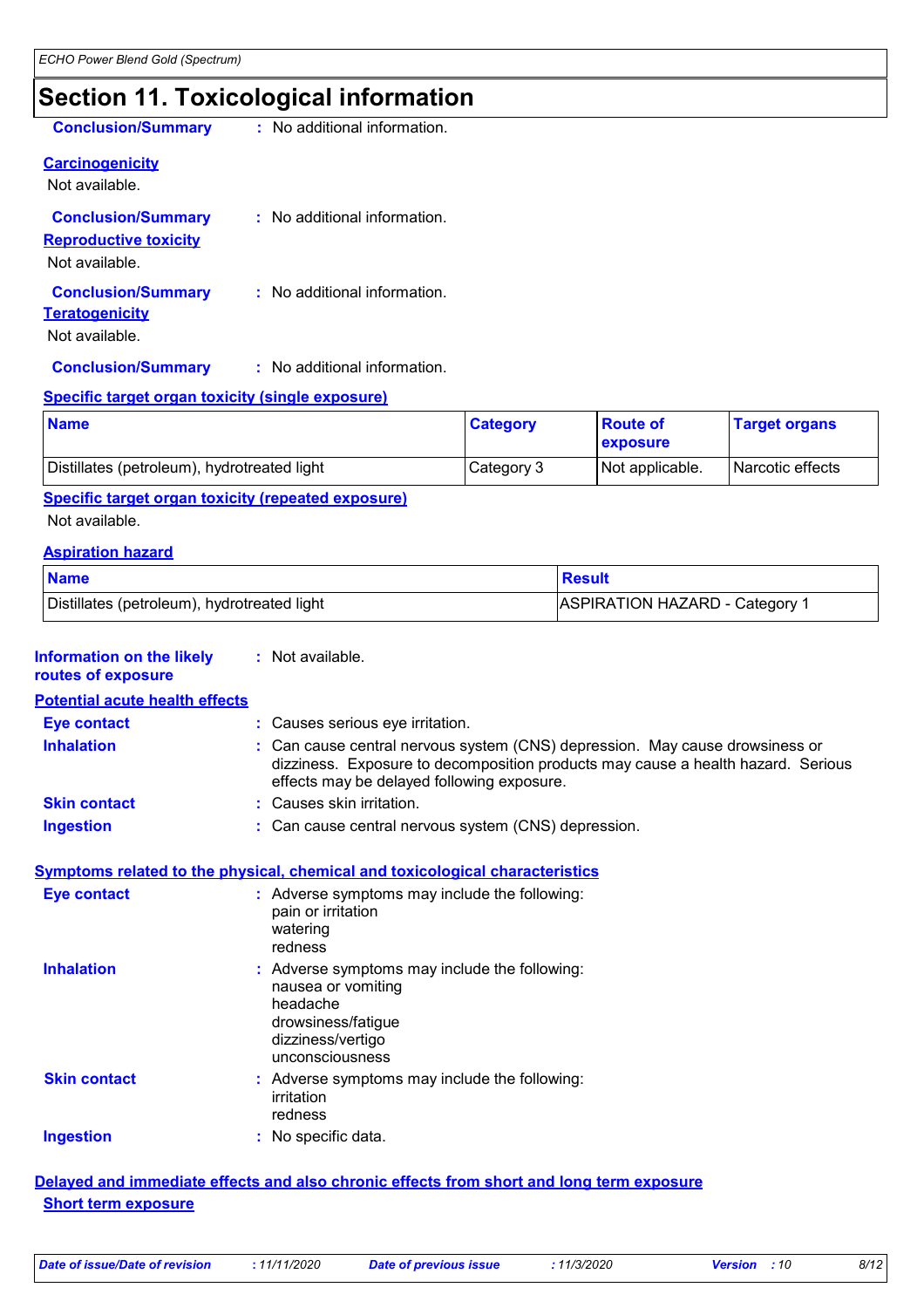# Section 11. Toxicological information

**Conclusion/Summary** : No additional information.

**Carcinogenicity**

Not available.

**Conclusion/Summary** : No additional information.

**Reproductive toxicity**

Not available.

**Conclusion/Summary** : No additional information.

**Teratogenicity**

Not available.

**Conclusion/Summary** : No additional information.

**Specific target organ toxicity (single exposure)**

| Name | Category | Route of exposure | Target organs |
|---|---|---|---|
| Distillates (petroleum), hydrotreated light | Category 3 | Not applicable. | Narcotic effects |

**Specific target organ toxicity (repeated exposure)**

Not available.

**Aspiration hazard**

| Name | Result |
|---|---|
| Distillates (petroleum), hydrotreated light | ASPIRATION HAZARD - Category 1 |

**Information on the likely routes of exposure** : Not available.

**Potential acute health effects**

**Eye contact** : Causes serious eye irritation.

**Inhalation** : Can cause central nervous system (CNS) depression. May cause drowsiness or dizziness. Exposure to decomposition products may cause a health hazard. Serious effects may be delayed following exposure.

**Skin contact** : Causes skin irritation.

**Ingestion** : Can cause central nervous system (CNS) depression.

**Symptoms related to the physical, chemical and toxicological characteristics**

**Eye contact** : Adverse symptoms may include the following:
pain or irritation
watering
redness

**Inhalation** : Adverse symptoms may include the following:
nausea or vomiting
headache
drowsiness/fatigue
dizziness/vertigo
unconsciousness

**Skin contact** : Adverse symptoms may include the following:
irritation
redness

**Ingestion** : No specific data.

**Delayed and immediate effects and also chronic effects from short and long term exposure**

**Short term exposure**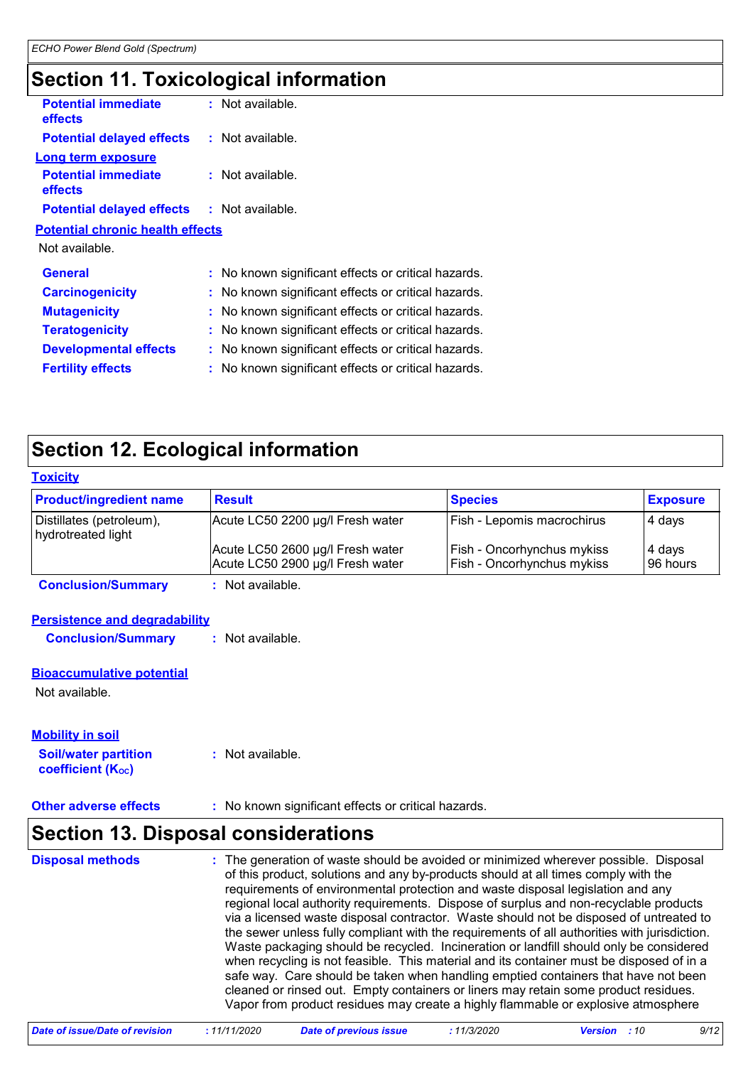## Section 11. Toxicological information

**Potential immediate effects** : Not available.

**Potential delayed effects** : Not available.

**Long term exposure**

**Potential immediate effects** : Not available.

**Potential delayed effects** : Not available.

**Potential chronic health effects**

Not available.

**General** : No known significant effects or critical hazards.

**Carcinogenicity** : No known significant effects or critical hazards.

**Mutagenicity** : No known significant effects or critical hazards.

**Teratogenicity** : No known significant effects or critical hazards.

**Developmental effects** : No known significant effects or critical hazards.

**Fertility effects** : No known significant effects or critical hazards.

## Section 12. Ecological information

**Toxicity**

| Product/ingredient name | Result | Species | Exposure |
|---|---|---|---|
| Distillates (petroleum), hydrotreated light | Acute LC50 2200 µg/l Fresh water | Fish - Lepomis macrochirus | 4 days |
| | Acute LC50 2600 µg/l Fresh water | Fish - Oncorhynchus mykiss | 4 days |
| | Acute LC50 2900 µg/l Fresh water | Fish - Oncorhynchus mykiss | 96 hours |

**Conclusion/Summary** : Not available.

**Persistence and degradability**

**Conclusion/Summary** : Not available.

**Bioaccumulative potential**

Not available.

**Mobility in soil**

**Soil/water partition coefficient ($K_{OC}$)** : Not available.

**Other adverse effects** : No known significant effects or critical hazards.

## Section 13. Disposal considerations

**Disposal methods** : The generation of waste should be avoided or minimized wherever possible. Disposal of this product, solutions and any by-products should at all times comply with the requirements of environmental protection and waste disposal legislation and any regional local authority requirements. Dispose of surplus and non-recyclable products via a licensed waste disposal contractor. Waste should not be disposed of untreated to the sewer unless fully compliant with the requirements of all authorities with jurisdiction. Waste packaging should be recycled. Incineration or landfill should only be considered when recycling is not feasible. This material and its container must be disposed of in a safe way. Care should be taken when handling emptied containers that have not been cleaned or rinsed out. Empty containers or liners may retain some product residues. Vapor from product residues may create a highly flammable or explosive atmosphere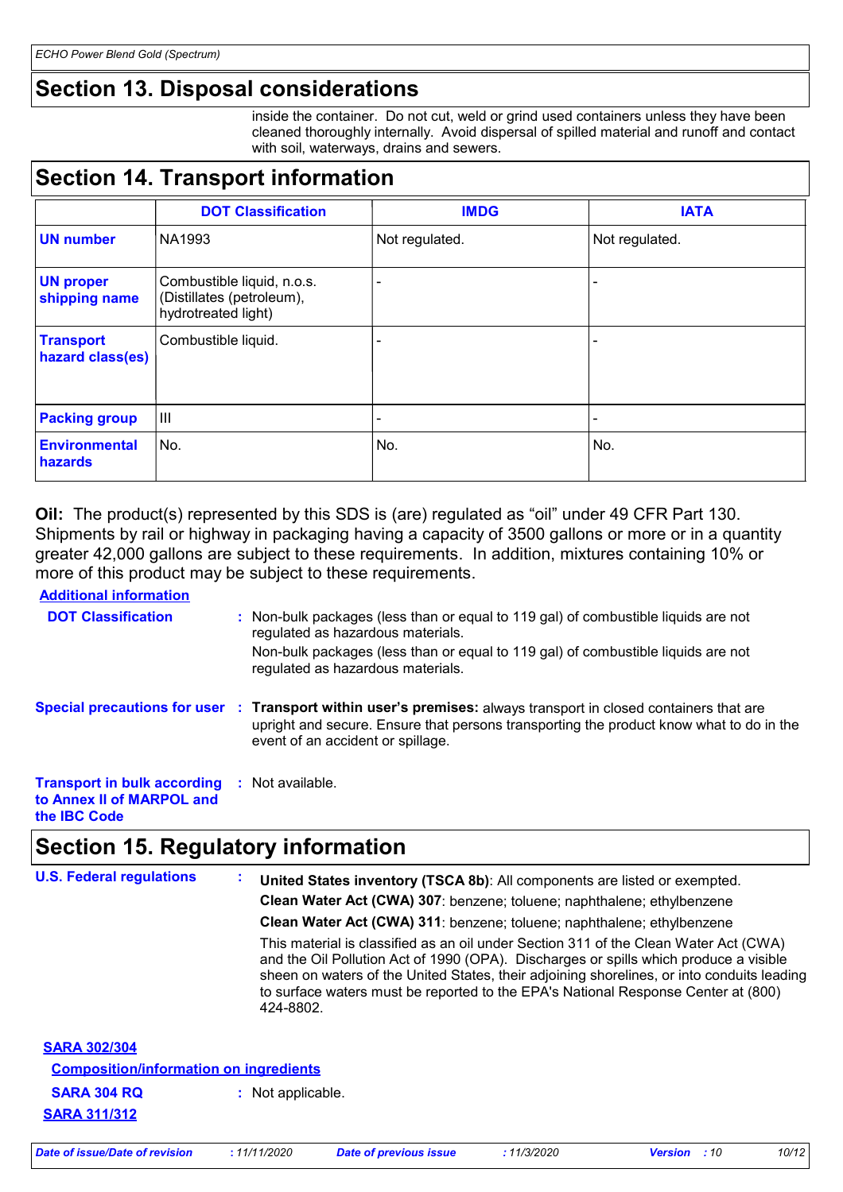## Section 13. Disposal considerations

inside the container. Do not cut, weld or grind used containers unless they have been cleaned thoroughly internally. Avoid dispersal of spilled material and runoff and contact with soil, waterways, drains and sewers.

## Section 14. Transport information

| | DOT Classification | IMDG | IATA |
|---|---|---|---|
| **UN number** | NA1993 | Not regulated. | Not regulated. |
| **UN proper shipping name** | Combustible liquid, n.o.s. (Distillates (petroleum), hydrotreated light) | - | - |
| **Transport hazard class(es)** | Combustible liquid. | - | - |
| **Packing group** | III | - | - |
| **Environmental hazards** | No. | No. | No. |

**Oil:** The product(s) represented by this SDS is (are) regulated as "oil" under 49 CFR Part 130. Shipments by rail or highway in packaging having a capacity of 3500 gallons or more or in a quantity greater 42,000 gallons are subject to these requirements. In addition, mixtures containing 10% or more of this product may be subject to these requirements.

**Additional information**

**DOT Classification** : Non-bulk packages (less than or equal to 119 gal) of combustible liquids are not regulated as hazardous materials.
Non-bulk packages (less than or equal to 119 gal) of combustible liquids are not regulated as hazardous materials.

**Special precautions for user** : **Transport within user's premises:** always transport in closed containers that are upright and secure. Ensure that persons transporting the product know what to do in the event of an accident or spillage.

**Transport in bulk according to Annex II of MARPOL and the IBC Code** : Not available.

## Section 15. Regulatory information

**U.S. Federal regulations** : **United States inventory (TSCA 8b)**: All components are listed or exempted.

**Clean Water Act (CWA) 307**: benzene; toluene; naphthalene; ethylbenzene

**Clean Water Act (CWA) 311**: benzene; toluene; naphthalene; ethylbenzene

This material is classified as an oil under Section 311 of the Clean Water Act (CWA) and the Oil Pollution Act of 1990 (OPA). Discharges or spills which produce a visible sheen on waters of the United States, their adjoining shorelines, or into conduits leading to surface waters must be reported to the EPA's National Response Center at (800) 424-8802.

**SARA 302/304**

**Composition/information on ingredients**

**SARA 304 RQ** : Not applicable.

**SARA 311/312**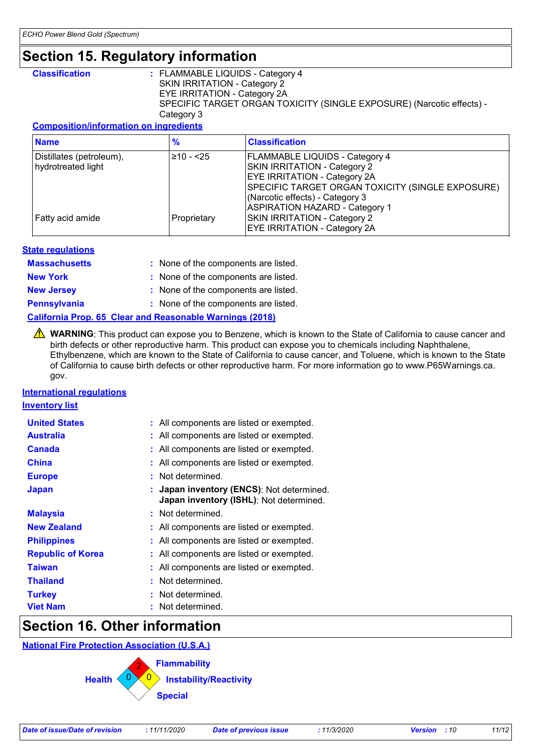## Section 15. Regulatory information

**Classification** : FLAMMABLE LIQUIDS - Category 4
SKIN IRRITATION - Category 2
EYE IRRITATION - Category 2A
SPECIFIC TARGET ORGAN TOXICITY (SINGLE EXPOSURE) (Narcotic effects) - Category 3

**Composition/information on ingredients**

| Name | % | Classification |
|---|---|---|
| Distillates (petroleum), hydrotreated light | ≥10 - <25 | FLAMMABLE LIQUIDS - Category 4<br>SKIN IRRITATION - Category 2<br>EYE IRRITATION - Category 2A<br>SPECIFIC TARGET ORGAN TOXICITY (SINGLE EXPOSURE) (Narcotic effects) - Category 3<br>ASPIRATION HAZARD - Category 1 |
| Fatty acid amide | Proprietary | SKIN IRRITATION - Category 2<br>EYE IRRITATION - Category 2A |

**State regulations**

**Massachusetts** : None of the components are listed.
**New York** : None of the components are listed.
**New Jersey** : None of the components are listed.
**Pennsylvania** : None of the components are listed.

**California Prop. 65 Clear and Reasonable Warnings (2018)**

⚠ **WARNING**: This product can expose you to Benzene, which is known to the State of California to cause cancer and birth defects or other reproductive harm. This product can expose you to chemicals including Naphthalene, Ethylbenzene, which are known to the State of California to cause cancer, and Toluene, which is known to the State of California to cause birth defects or other reproductive harm. For more information go to www.P65Warnings.ca.gov.

**International regulations**

**Inventory list**

**United States** : All components are listed or exempted.
**Australia** : All components are listed or exempted.
**Canada** : All components are listed or exempted.
**China** : All components are listed or exempted.
**Europe** : Not determined.
**Japan** : **Japan inventory (ENCS)**: Not determined.
**Japan inventory (ISHL)**: Not determined.
**Malaysia** : Not determined.
**New Zealand** : All components are listed or exempted.
**Philippines** : All components are listed or exempted.
**Republic of Korea** : All components are listed or exempted.
**Taiwan** : All components are listed or exempted.
**Thailand** : Not determined.
**Turkey** : Not determined.
**Viet Nam** : Not determined.

## Section 16. Other information

**National Fire Protection Association (U.S.A.)**

Health: 0
Flammability: 2
Instability/Reactivity: 0
Special:

*Date of issue/Date of revision* : 11/11/2020 *Date of previous issue* : 11/3/2020 *Version* : 10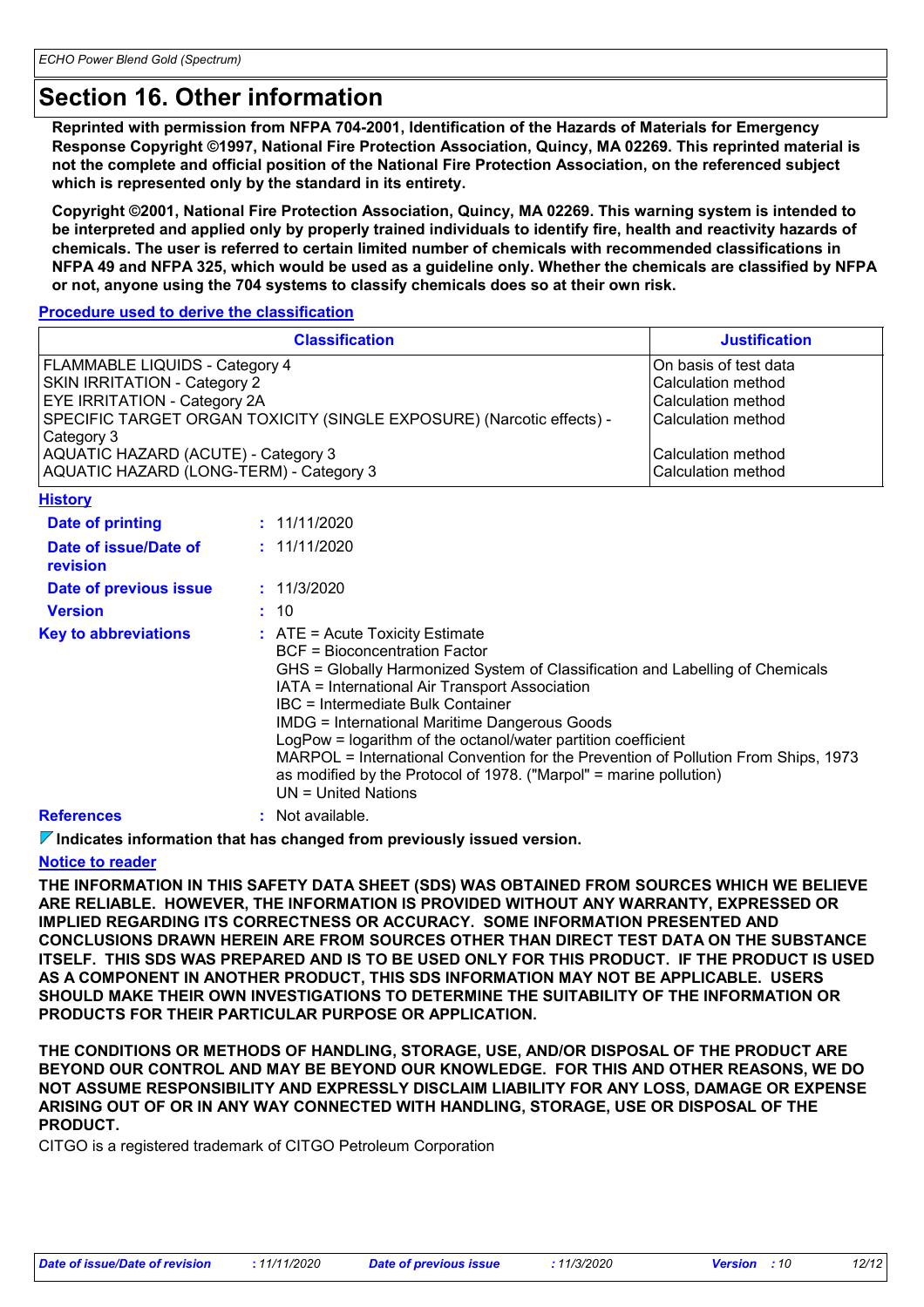# Section 16. Other information

**Reprinted with permission from NFPA 704-2001, Identification of the Hazards of Materials for Emergency Response Copyright ©1997, National Fire Protection Association, Quincy, MA 02269. This reprinted material is not the complete and official position of the National Fire Protection Association, on the referenced subject which is represented only by the standard in its entirety.**

**Copyright ©2001, National Fire Protection Association, Quincy, MA 02269. This warning system is intended to be interpreted and applied only by properly trained individuals to identify fire, health and reactivity hazards of chemicals. The user is referred to certain limited number of chemicals with recommended classifications in NFPA 49 and NFPA 325, which would be used as a guideline only. Whether the chemicals are classified by NFPA or not, anyone using the 704 systems to classify chemicals does so at their own risk.**

**Procedure used to derive the classification**

| Classification | Justification |
|---|---|
| FLAMMABLE LIQUIDS - Category 4 | On basis of test data |
| SKIN IRRITATION - Category 2 | Calculation method |
| EYE IRRITATION - Category 2A | Calculation method |
| SPECIFIC TARGET ORGAN TOXICITY (SINGLE EXPOSURE) (Narcotic effects) - Category 3 | Calculation method |
| AQUATIC HAZARD (ACUTE) - Category 3 | Calculation method |
| AQUATIC HAZARD (LONG-TERM) - Category 3 | Calculation method |

**History**

**Date of printing** : 11/11/2020

**Date of issue/Date of revision** : 11/11/2020

**Date of previous issue** : 11/3/2020

**Version** : 10

**Key to abbreviations** :
ATE = Acute Toxicity Estimate
BCF = Bioconcentration Factor
GHS = Globally Harmonized System of Classification and Labelling of Chemicals
IATA = International Air Transport Association
IBC = Intermediate Bulk Container
IMDG = International Maritime Dangerous Goods
LogPow = logarithm of the octanol/water partition coefficient
MARPOL = International Convention for the Prevention of Pollution From Ships, 1973 as modified by the Protocol of 1978. ("Marpol" = marine pollution)
UN = United Nations

**References** : Not available.

**Indicates information that has changed from previously issued version.**

**Notice to reader**

**THE INFORMATION IN THIS SAFETY DATA SHEET (SDS) WAS OBTAINED FROM SOURCES WHICH WE BELIEVE ARE RELIABLE. HOWEVER, THE INFORMATION IS PROVIDED WITHOUT ANY WARRANTY, EXPRESSED OR IMPLIED REGARDING ITS CORRECTNESS OR ACCURACY. SOME INFORMATION PRESENTED AND CONCLUSIONS DRAWN HEREIN ARE FROM SOURCES OTHER THAN DIRECT TEST DATA ON THE SUBSTANCE ITSELF. THIS SDS WAS PREPARED AND IS TO BE USED ONLY FOR THIS PRODUCT. IF THE PRODUCT IS USED AS A COMPONENT IN ANOTHER PRODUCT, THIS SDS INFORMATION MAY NOT BE APPLICABLE. USERS SHOULD MAKE THEIR OWN INVESTIGATIONS TO DETERMINE THE SUITABILITY OF THE INFORMATION OR PRODUCTS FOR THEIR PARTICULAR PURPOSE OR APPLICATION.**

**THE CONDITIONS OR METHODS OF HANDLING, STORAGE, USE, AND/OR DISPOSAL OF THE PRODUCT ARE BEYOND OUR CONTROL AND MAY BE BEYOND OUR KNOWLEDGE. FOR THIS AND OTHER REASONS, WE DO NOT ASSUME RESPONSIBILITY AND EXPRESSLY DISCLAIM LIABILITY FOR ANY LOSS, DAMAGE OR EXPENSE ARISING OUT OF OR IN ANY WAY CONNECTED WITH HANDLING, STORAGE, USE OR DISPOSAL OF THE PRODUCT.**

CITGO is a registered trademark of CITGO Petroleum Corporation